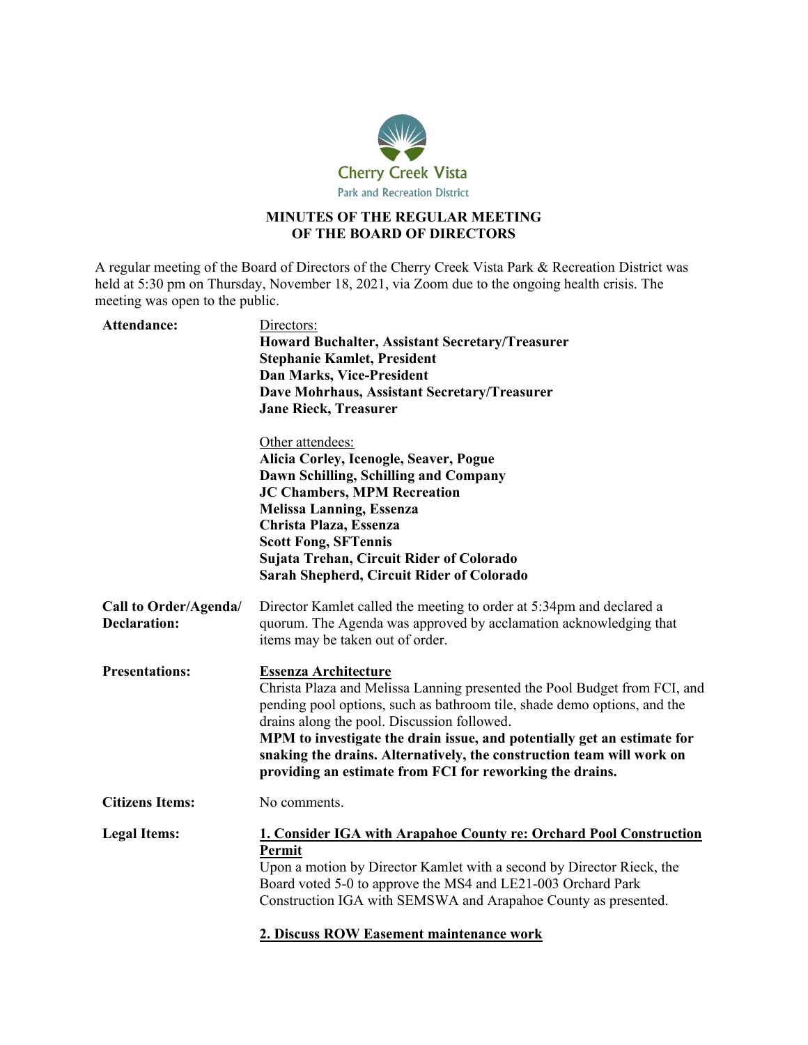Cherry Creek Vista

Park and Recreation District

# MINUTES OF THE REGULAR MEETING OF THE BOARD OF DIRECTORS

A regular meeting of the Board of Directors of the Cherry Creek Vista Park & Recreation District was held at 5:30 pm on Thursday, November 18, 2021, via Zoom due to the ongoing health crisis. The meeting was open to the public.

**Attendance:**

Directors:

**Howard Buchalter, Assistant Secretary/Treasurer**
**Stephanie Kamlet, President**
**Dan Marks, Vice-President**
**Dave Mohrhaus, Assistant Secretary/Treasurer**
**Jane Rieck, Treasurer**

Other attendees:

**Alicia Corley, Icenogle, Seaver, Pogue**
**Dawn Schilling, Schilling and Company**
**JC Chambers, MPM Recreation**
**Melissa Lanning, Essenza**
**Christa Plaza, Essenza**
**Scott Fong, SFTennis**
**Sujata Trehan, Circuit Rider of Colorado**
**Sarah Shepherd, Circuit Rider of Colorado**

**Call to Order/Agenda/ Declaration:**

Director Kamlet called the meeting to order at 5:34pm and declared a quorum. The Agenda was approved by acclamation acknowledging that items may be taken out of order.

**Presentations:**

**Essenza Architecture**

Christa Plaza and Melissa Lanning presented the Pool Budget from FCI, and pending pool options, such as bathroom tile, shade demo options, and the drains along the pool. Discussion followed.

**MPM to investigate the drain issue, and potentially get an estimate for snaking the drains. Alternatively, the construction team will work on providing an estimate from FCI for reworking the drains.**

**Citizens Items:**

No comments.

**Legal Items:**

**1. Consider IGA with Arapahoe County re: Orchard Pool Construction Permit**

Upon a motion by Director Kamlet with a second by Director Rieck, the Board voted 5-0 to approve the MS4 and LE21-003 Orchard Park Construction IGA with SEMSWA and Arapahoe County as presented.

**2. Discuss ROW Easement maintenance work**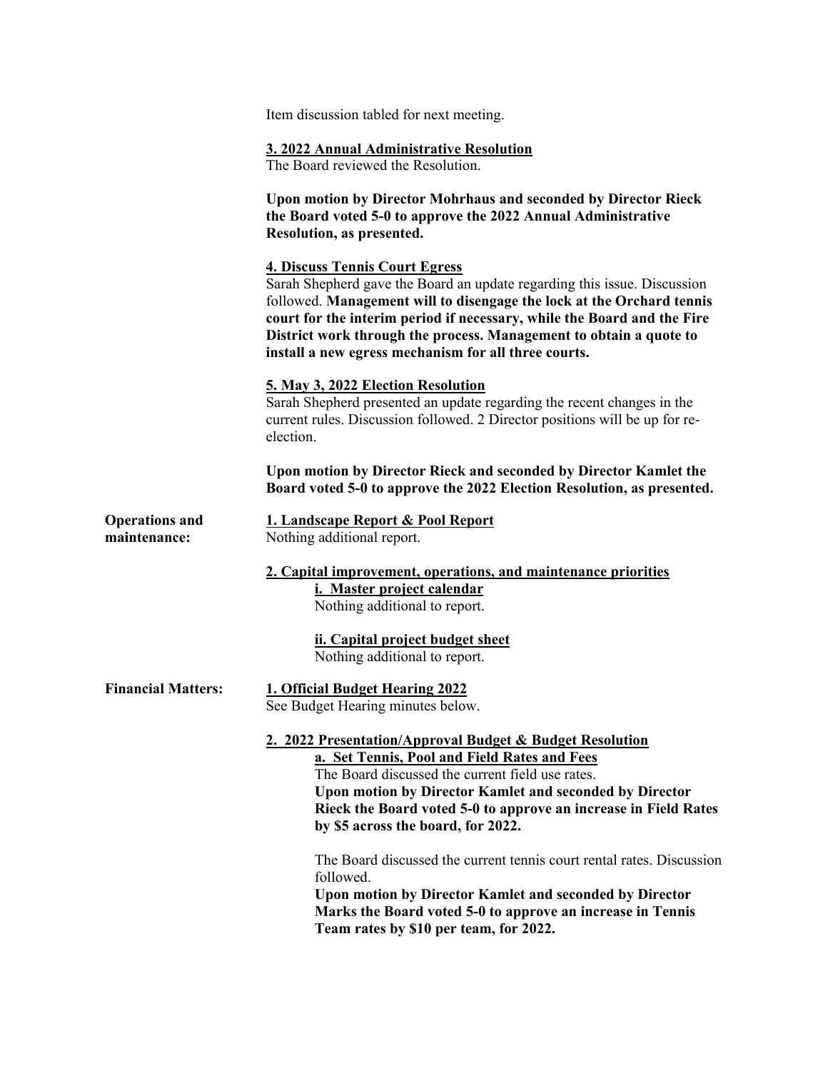Item discussion tabled for next meeting.

**3. 2022 Annual Administrative Resolution**

The Board reviewed the Resolution.

**Upon motion by Director Mohrhaus and seconded by Director Rieck the Board voted 5-0 to approve the 2022 Annual Administrative Resolution, as presented.**

**4. Discuss Tennis Court Egress**

Sarah Shepherd gave the Board an update regarding this issue. Discussion followed. **Management will to disengage the lock at the Orchard tennis court for the interim period if necessary, while the Board and the Fire District work through the process. Management to obtain a quote to install a new egress mechanism for all three courts.**

**5. May 3, 2022 Election Resolution**

Sarah Shepherd presented an update regarding the recent changes in the current rules. Discussion followed. 2 Director positions will be up for re-election.

**Upon motion by Director Rieck and seconded by Director Kamlet the Board voted 5-0 to approve the 2022 Election Resolution, as presented.**

**Operations and maintenance:**

**1. Landscape Report & Pool Report**

Nothing additional report.

**2. Capital improvement, operations, and maintenance priorities**

**i. Master project calendar**

Nothing additional to report.

**ii. Capital project budget sheet**

Nothing additional to report.

**Financial Matters:**

**1. Official Budget Hearing 2022**

See Budget Hearing minutes below.

**2. 2022 Presentation/Approval Budget & Budget Resolution**

**a. Set Tennis, Pool and Field Rates and Fees**

The Board discussed the current field use rates.

**Upon motion by Director Kamlet and seconded by Director Rieck the Board voted 5-0 to approve an increase in Field Rates by $5 across the board, for 2022.**

The Board discussed the current tennis court rental rates. Discussion followed.

**Upon motion by Director Kamlet and seconded by Director Marks the Board voted 5-0 to approve an increase in Tennis Team rates by $10 per team, for 2022.**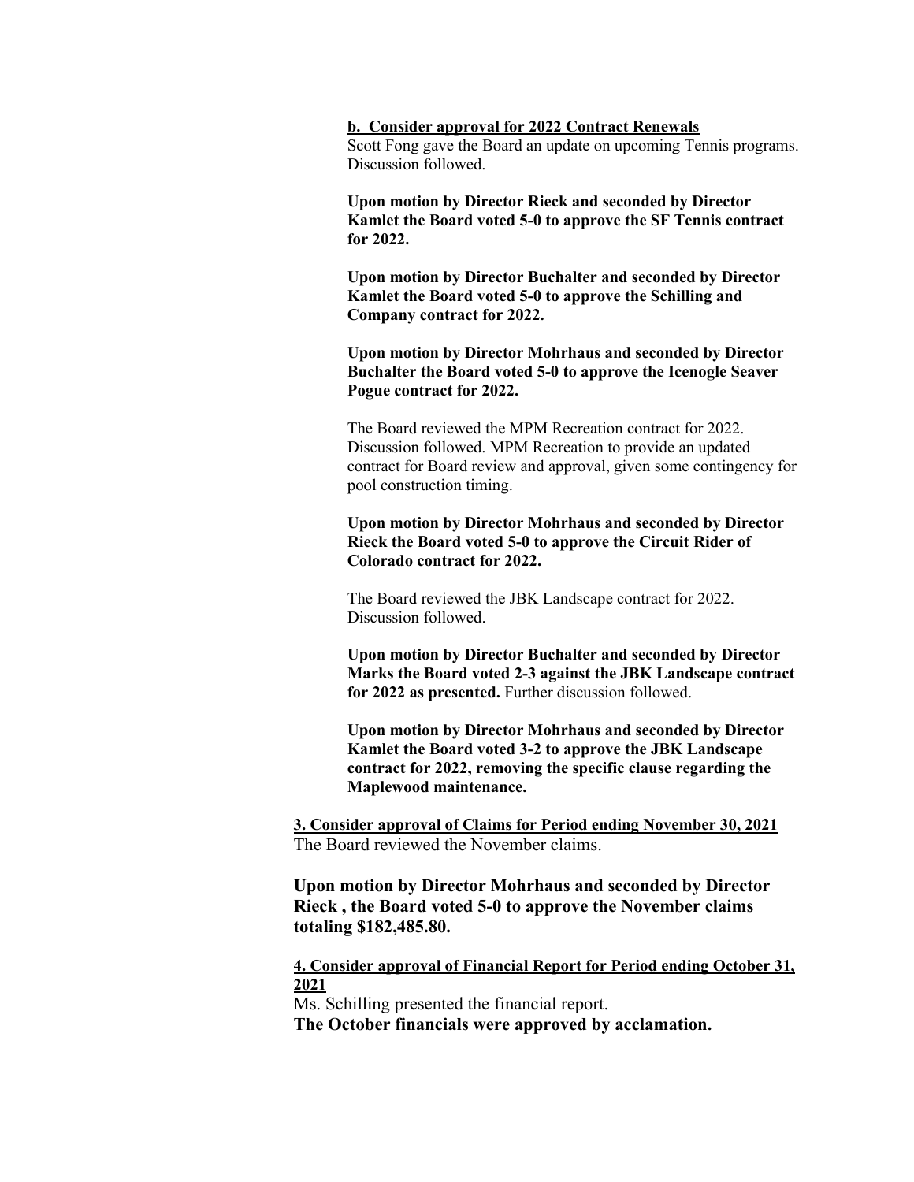**b. Consider approval for 2022 Contract Renewals**

Scott Fong gave the Board an update on upcoming Tennis programs. Discussion followed.

**Upon motion by Director Rieck and seconded by Director Kamlet the Board voted 5-0 to approve the SF Tennis contract for 2022.**

**Upon motion by Director Buchalter and seconded by Director Kamlet the Board voted 5-0 to approve the Schilling and Company contract for 2022.**

**Upon motion by Director Mohrhaus and seconded by Director Buchalter the Board voted 5-0 to approve the Icenogle Seaver Pogue contract for 2022.**

The Board reviewed the MPM Recreation contract for 2022. Discussion followed. MPM Recreation to provide an updated contract for Board review and approval, given some contingency for pool construction timing.

**Upon motion by Director Mohrhaus and seconded by Director Rieck the Board voted 5-0 to approve the Circuit Rider of Colorado contract for 2022.**

The Board reviewed the JBK Landscape contract for 2022. Discussion followed.

**Upon motion by Director Buchalter and seconded by Director Marks the Board voted 2-3 against the JBK Landscape contract for 2022 as presented.** Further discussion followed.

**Upon motion by Director Mohrhaus and seconded by Director Kamlet the Board voted 3-2 to approve the JBK Landscape contract for 2022, removing the specific clause regarding the Maplewood maintenance.**

**3. Consider approval of Claims for Period ending November 30, 2021**

The Board reviewed the November claims.

**Upon motion by Director Mohrhaus and seconded by Director Rieck , the Board voted 5-0 to approve the November claims totaling $182,485.80.**

**4. Consider approval of Financial Report for Period ending October 31, 2021**

Ms. Schilling presented the financial report.

**The October financials were approved by acclamation.**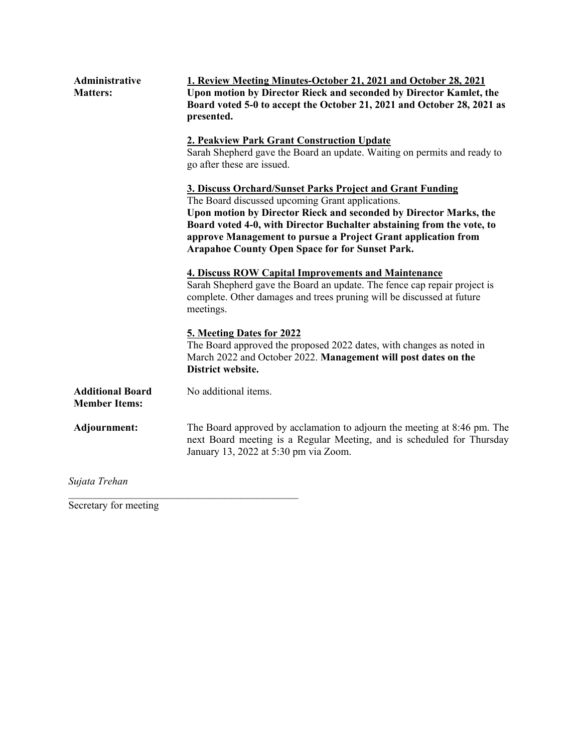**Administrative Matters:**

**1. Review Meeting Minutes-October 21, 2021 and October 28, 2021**

**Upon motion by Director Rieck and seconded by Director Kamlet, the Board voted 5-0 to accept the October 21, 2021 and October 28, 2021 as presented.**

**2. Peakview Park Grant Construction Update**

Sarah Shepherd gave the Board an update. Waiting on permits and ready to go after these are issued.

**3. Discuss Orchard/Sunset Parks Project and Grant Funding**

The Board discussed upcoming Grant applications.

**Upon motion by Director Rieck and seconded by Director Marks, the Board voted 4-0, with Director Buchalter abstaining from the vote, to approve Management to pursue a Project Grant application from Arapahoe County Open Space for for Sunset Park.**

**4. Discuss ROW Capital Improvements and Maintenance**

Sarah Shepherd gave the Board an update. The fence cap repair project is complete. Other damages and trees pruning will be discussed at future meetings.

**5. Meeting Dates for 2022**

The Board approved the proposed 2022 dates, with changes as noted in March 2022 and October 2022. **Management will post dates on the District website.**

**Additional Board Member Items:**

No additional items.

**Adjournment:**

The Board approved by acclamation to adjourn the meeting at 8:46 pm. The next Board meeting is a Regular Meeting, and is scheduled for Thursday January 13, 2022 at 5:30 pm via Zoom.

*Sujata Trehan*

_______________________________________________

Secretary for meeting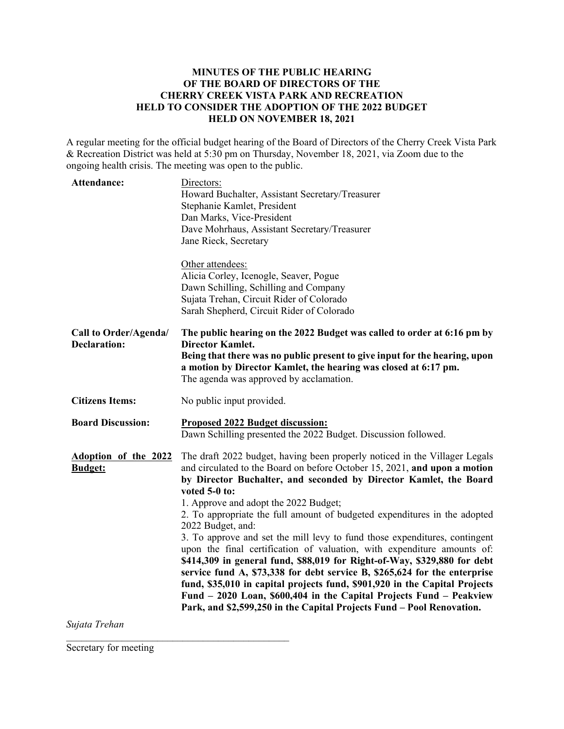**MINUTES OF THE PUBLIC HEARING**
**OF THE BOARD OF DIRECTORS OF THE**
**CHERRY CREEK VISTA PARK AND RECREATION**
**HELD TO CONSIDER THE ADOPTION OF THE 2022 BUDGET**
**HELD ON NOVEMBER 18, 2021**

A regular meeting for the official budget hearing of the Board of Directors of the Cherry Creek Vista Park & Recreation District was held at 5:30 pm on Thursday, November 18, 2021, via Zoom due to the ongoing health crisis. The meeting was open to the public.

| | |
|---|---|
| **Attendance:** | Directors:<br>Howard Buchalter, Assistant Secretary/Treasurer<br>Stephanie Kamlet, President<br>Dan Marks, Vice-President<br>Dave Mohrhaus, Assistant Secretary/Treasurer<br>Jane Rieck, Secretary<br><br>Other attendees:<br>Alicia Corley, Icenogle, Seaver, Pogue<br>Dawn Schilling, Schilling and Company<br>Sujata Trehan, Circuit Rider of Colorado<br>Sarah Shepherd, Circuit Rider of Colorado |
| **Call to Order/Agenda/ Declaration:** | **The public hearing on the 2022 Budget was called to order at 6:16 pm by Director Kamlet.**<br>**Being that there was no public present to give input for the hearing, upon a motion by Director Kamlet, the hearing was closed at 6:17 pm.**<br>The agenda was approved by acclamation. |
| **Citizens Items:** | No public input provided. |
| **Board Discussion:** | **Proposed 2022 Budget discussion:**<br>Dawn Schilling presented the 2022 Budget. Discussion followed. |
| **Adoption of the 2022 Budget:** | The draft 2022 budget, having been properly noticed in the Villager Legals and circulated to the Board on before October 15, 2021, **and upon a motion by Director Buchalter, and seconded by Director Kamlet, the Board voted 5-0 to:**<br>1. Approve and adopt the 2022 Budget;<br>2. To appropriate the full amount of budgeted expenditures in the adopted 2022 Budget, and:<br>3. To approve and set the mill levy to fund those expenditures, contingent upon the final certification of valuation, with expenditure amounts of: **$414,309 in general fund, $88,019 for Right-of-Way, $329,880 for debt service fund A, $73,338 for debt service B, $265,624 for the enterprise fund, $35,010 in capital projects fund, $901,920 in the Capital Projects Fund – 2020 Loan, $600,404 in the Capital Projects Fund – Peakview Park, and $2,599,250 in the Capital Projects Fund – Pool Renovation.** |

*Sujata Trehan*

_______________________________________

Secretary for meeting